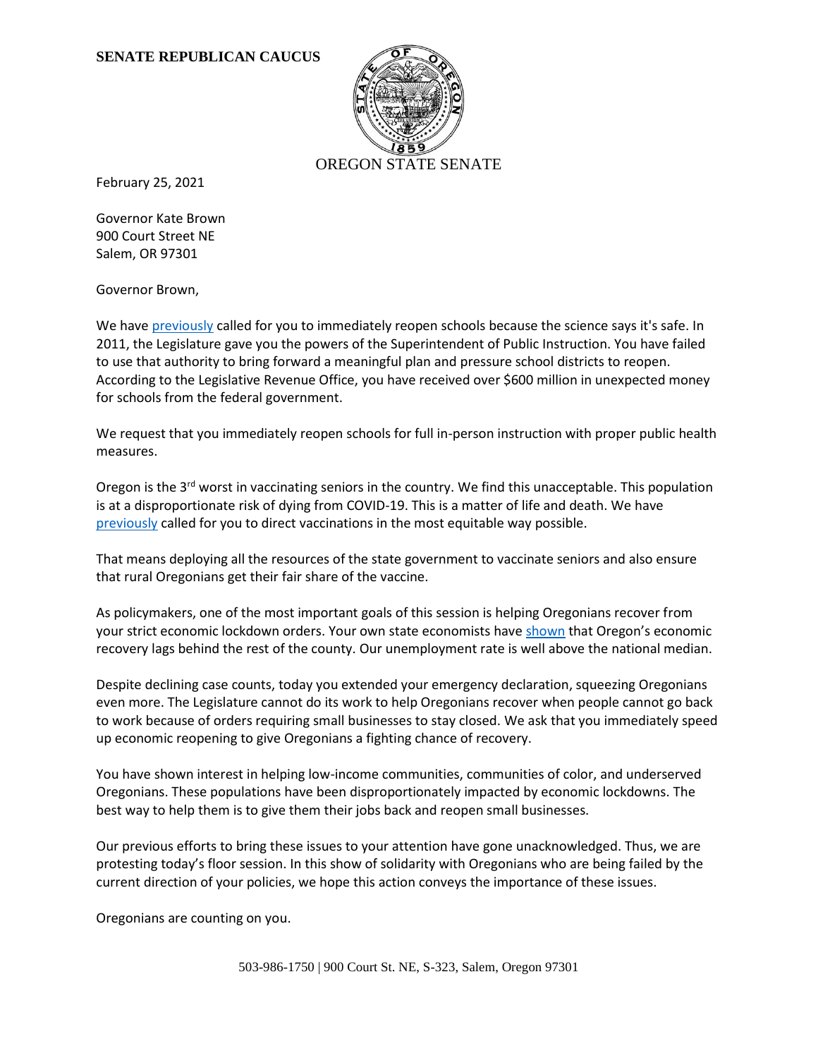**SENATE REPUBLICAN CAUCUS**

OREGON STATE SENATE

February 25, 2021

Governor Kate Brown
900 Court Street NE
Salem, OR 97301

Governor Brown,

We have previously called for you to immediately reopen schools because the science says it's safe. In 2011, the Legislature gave you the powers of the Superintendent of Public Instruction. You have failed to use that authority to bring forward a meaningful plan and pressure school districts to reopen. According to the Legislative Revenue Office, you have received over $600 million in unexpected money for schools from the federal government.

We request that you immediately reopen schools for full in-person instruction with proper public health measures.

Oregon is the 3rd worst in vaccinating seniors in the country. We find this unacceptable. This population is at a disproportionate risk of dying from COVID-19. This is a matter of life and death. We have previously called for you to direct vaccinations in the most equitable way possible.

That means deploying all the resources of the state government to vaccinate seniors and also ensure that rural Oregonians get their fair share of the vaccine.

As policymakers, one of the most important goals of this session is helping Oregonians recover from your strict economic lockdown orders. Your own state economists have shown that Oregon's economic recovery lags behind the rest of the county. Our unemployment rate is well above the national median.

Despite declining case counts, today you extended your emergency declaration, squeezing Oregonians even more. The Legislature cannot do its work to help Oregonians recover when people cannot go back to work because of orders requiring small businesses to stay closed. We ask that you immediately speed up economic reopening to give Oregonians a fighting chance of recovery.

You have shown interest in helping low-income communities, communities of color, and underserved Oregonians. These populations have been disproportionately impacted by economic lockdowns. The best way to help them is to give them their jobs back and reopen small businesses.

Our previous efforts to bring these issues to your attention have gone unacknowledged. Thus, we are protesting today's floor session. In this show of solidarity with Oregonians who are being failed by the current direction of your policies, we hope this action conveys the importance of these issues.

Oregonians are counting on you.

503-986-1750 | 900 Court St. NE, S-323, Salem, Oregon 97301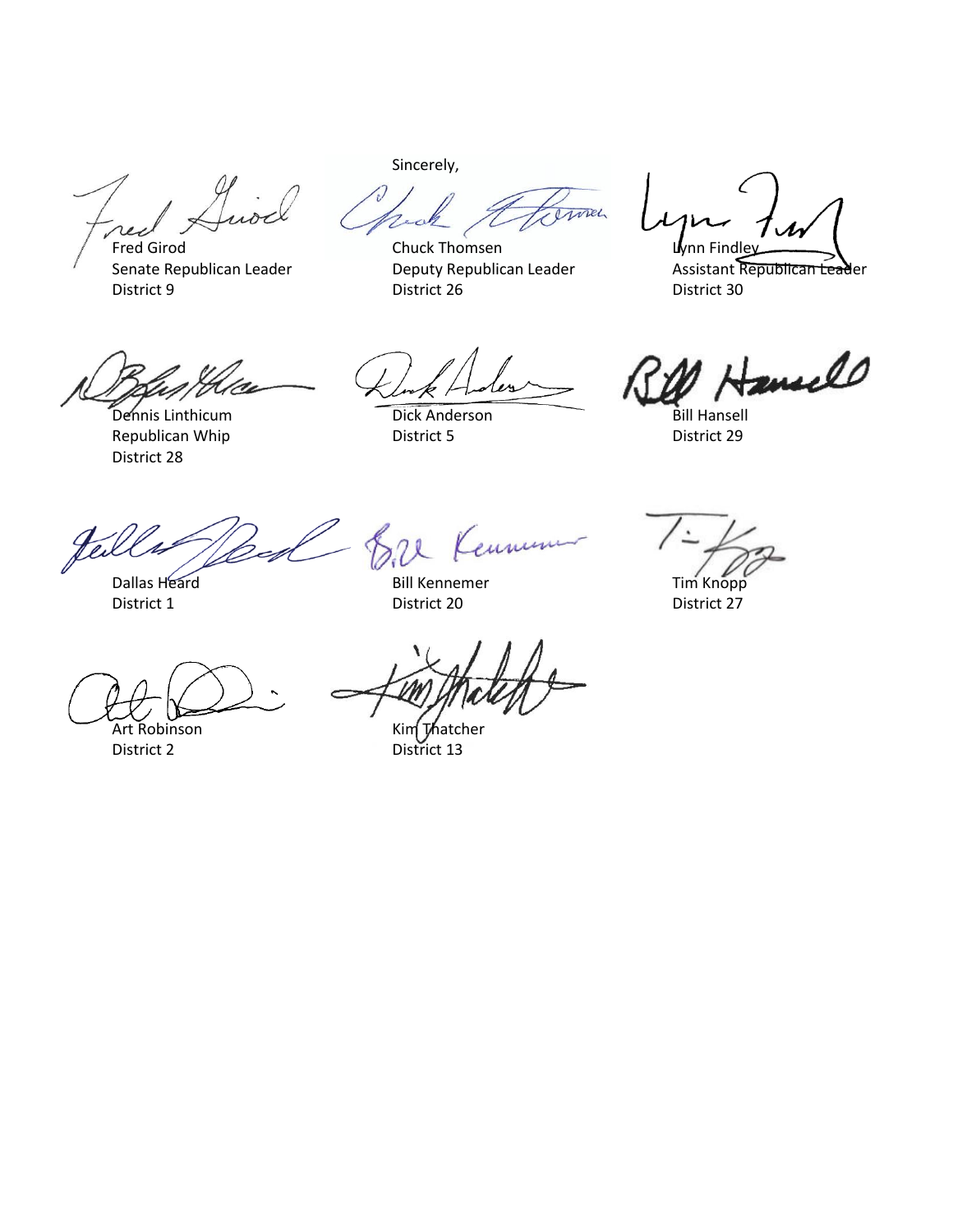Sincerely,

Fred Girod
Senate Republican Leader
District 9

Chuck Thomsen
Deputy Republican Leader
District 26

Lynn Findley
Assistant Republican Leader
District 30

Dennis Linthicum
Republican Whip
District 28

Dick Anderson
District 5

Bill Hansell
District 29

Dallas Heard
District 1

Bill Kennemer
District 20

Tim Knopp
District 27

Art Robinson
District 2

Kim Thatcher
District 13